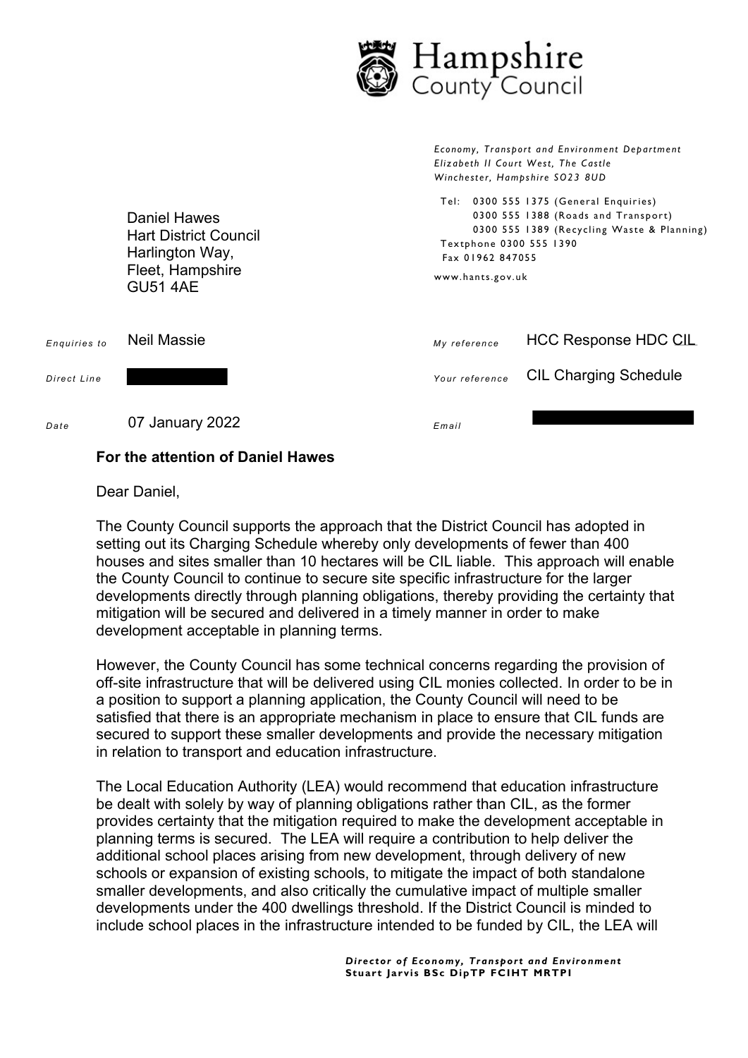Hampshire County Council

*Economy, Transport and Environment Department*
*Elizabeth II Court West, The Castle*
*Winchester, Hampshire SO23 8UD*

Tel: 0300 555 1375 (General Enquiries)
0300 555 1388 (Roads and Transport)
0300 555 1389 (Recycling Waste & Planning)
Textphone 0300 555 1390
Fax 01962 847055

www.hants.gov.uk

Daniel Hawes
Hart District Council
Harlington Way,
Fleet, Hampshire
GU51 4AE

| | | | |
|---|---|---|---|
| *Enquiries to* | Neil Massie | *My reference* | HCC Response HDC CIL |
| *Direct Line* | | *Your reference* | CIL Charging Schedule |
| *Date* | 07 January 2022 | *Email* | |

**For the attention of Daniel Hawes**

Dear Daniel,

The County Council supports the approach that the District Council has adopted in setting out its Charging Schedule whereby only developments of fewer than 400 houses and sites smaller than 10 hectares will be CIL liable. This approach will enable the County Council to continue to secure site specific infrastructure for the larger developments directly through planning obligations, thereby providing the certainty that mitigation will be secured and delivered in a timely manner in order to make development acceptable in planning terms.

However, the County Council has some technical concerns regarding the provision of off-site infrastructure that will be delivered using CIL monies collected. In order to be in a position to support a planning application, the County Council will need to be satisfied that there is an appropriate mechanism in place to ensure that CIL funds are secured to support these smaller developments and provide the necessary mitigation in relation to transport and education infrastructure.

The Local Education Authority (LEA) would recommend that education infrastructure be dealt with solely by way of planning obligations rather than CIL, as the former provides certainty that the mitigation required to make the development acceptable in planning terms is secured. The LEA will require a contribution to help deliver the additional school places arising from new development, through delivery of new schools or expansion of existing schools, to mitigate the impact of both standalone smaller developments, and also critically the cumulative impact of multiple smaller developments under the 400 dwellings threshold. If the District Council is minded to include school places in the infrastructure intended to be funded by CIL, the LEA will

***Director of Economy, Transport and Environment***
**Stuart Jarvis BSc DipTP FCIHT MRTPI**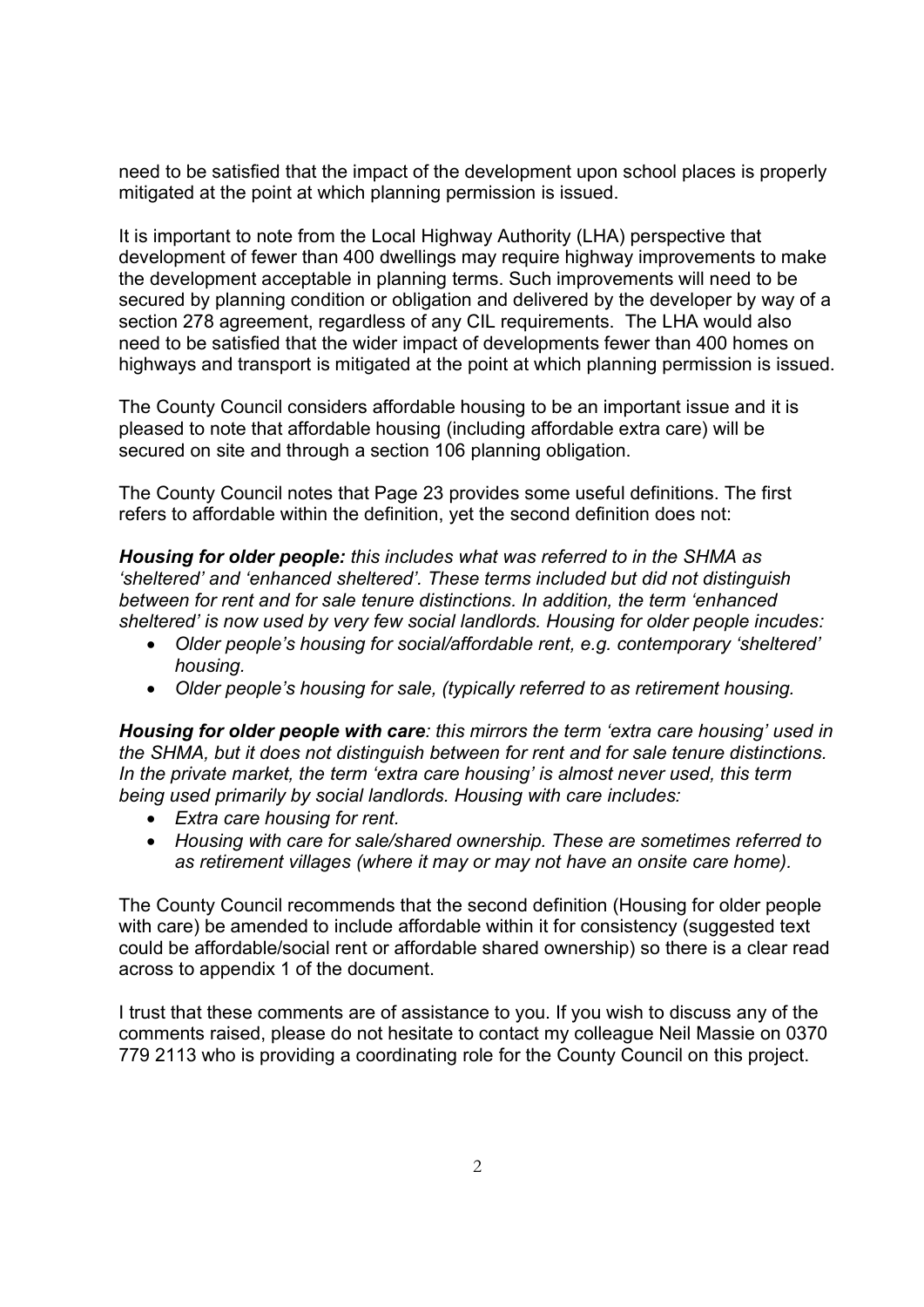need to be satisfied that the impact of the development upon school places is properly mitigated at the point at which planning permission is issued.

It is important to note from the Local Highway Authority (LHA) perspective that development of fewer than 400 dwellings may require highway improvements to make the development acceptable in planning terms. Such improvements will need to be secured by planning condition or obligation and delivered by the developer by way of a section 278 agreement, regardless of any CIL requirements. The LHA would also need to be satisfied that the wider impact of developments fewer than 400 homes on highways and transport is mitigated at the point at which planning permission is issued.

The County Council considers affordable housing to be an important issue and it is pleased to note that affordable housing (including affordable extra care) will be secured on site and through a section 106 planning obligation.

The County Council notes that Page 23 provides some useful definitions. The first refers to affordable within the definition, yet the second definition does not:

***Housing for older people:*** *this includes what was referred to in the SHMA as 'sheltered' and 'enhanced sheltered'. These terms included but did not distinguish between for rent and for sale tenure distinctions. In addition, the term 'enhanced sheltered' is now used by very few social landlords. Housing for older people incudes:*

- *Older people's housing for social/affordable rent, e.g. contemporary 'sheltered' housing.*
- *Older people's housing for sale, (typically referred to as retirement housing.*

***Housing for older people with care****: this mirrors the term 'extra care housing' used in the SHMA, but it does not distinguish between for rent and for sale tenure distinctions. In the private market, the term 'extra care housing' is almost never used, this term being used primarily by social landlords. Housing with care includes:*

- *Extra care housing for rent.*
- *Housing with care for sale/shared ownership. These are sometimes referred to as retirement villages (where it may or may not have an onsite care home).*

The County Council recommends that the second definition (Housing for older people with care) be amended to include affordable within it for consistency (suggested text could be affordable/social rent or affordable shared ownership) so there is a clear read across to appendix 1 of the document.

I trust that these comments are of assistance to you. If you wish to discuss any of the comments raised, please do not hesitate to contact my colleague Neil Massie on 0370 779 2113 who is providing a coordinating role for the County Council on this project.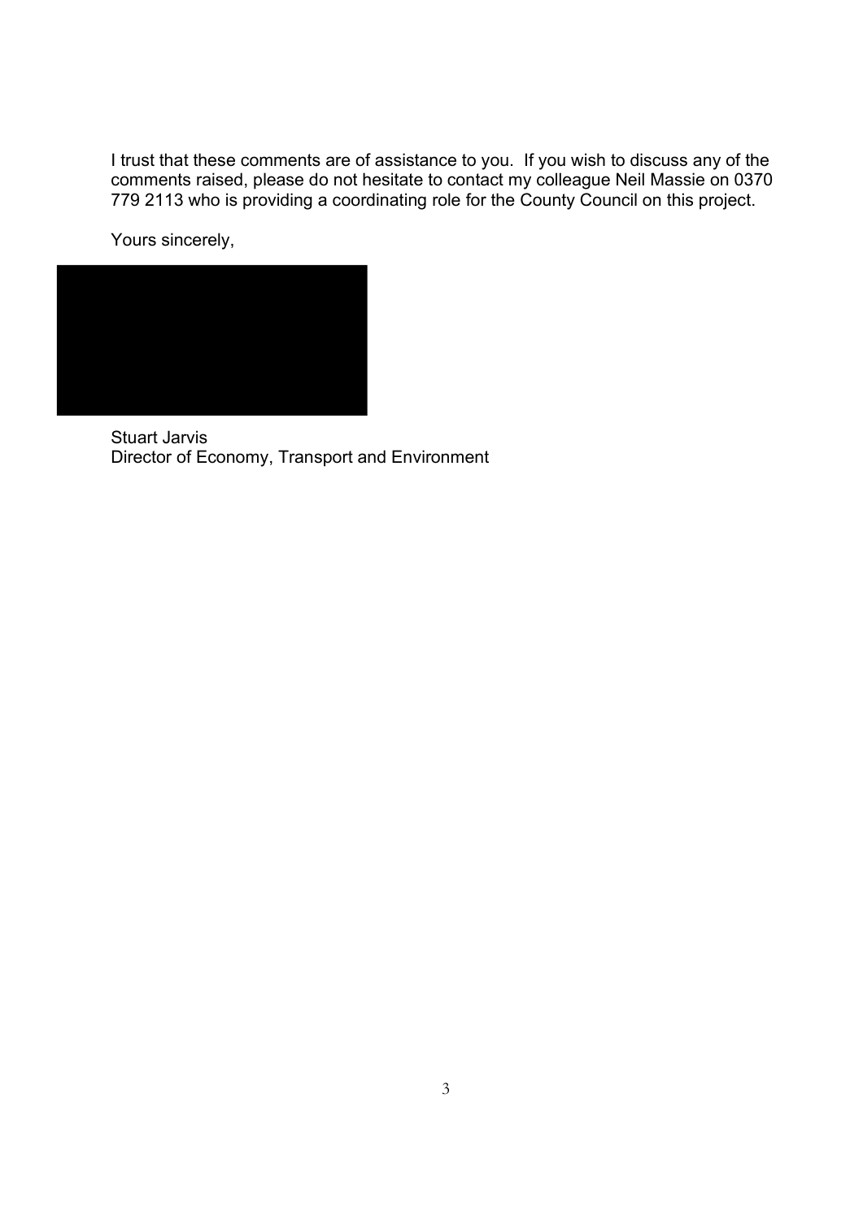I trust that these comments are of assistance to you. If you wish to discuss any of the comments raised, please do not hesitate to contact my colleague Neil Massie on 0370 779 2113 who is providing a coordinating role for the County Council on this project.

Yours sincerely,

Stuart Jarvis
Director of Economy, Transport and Environment